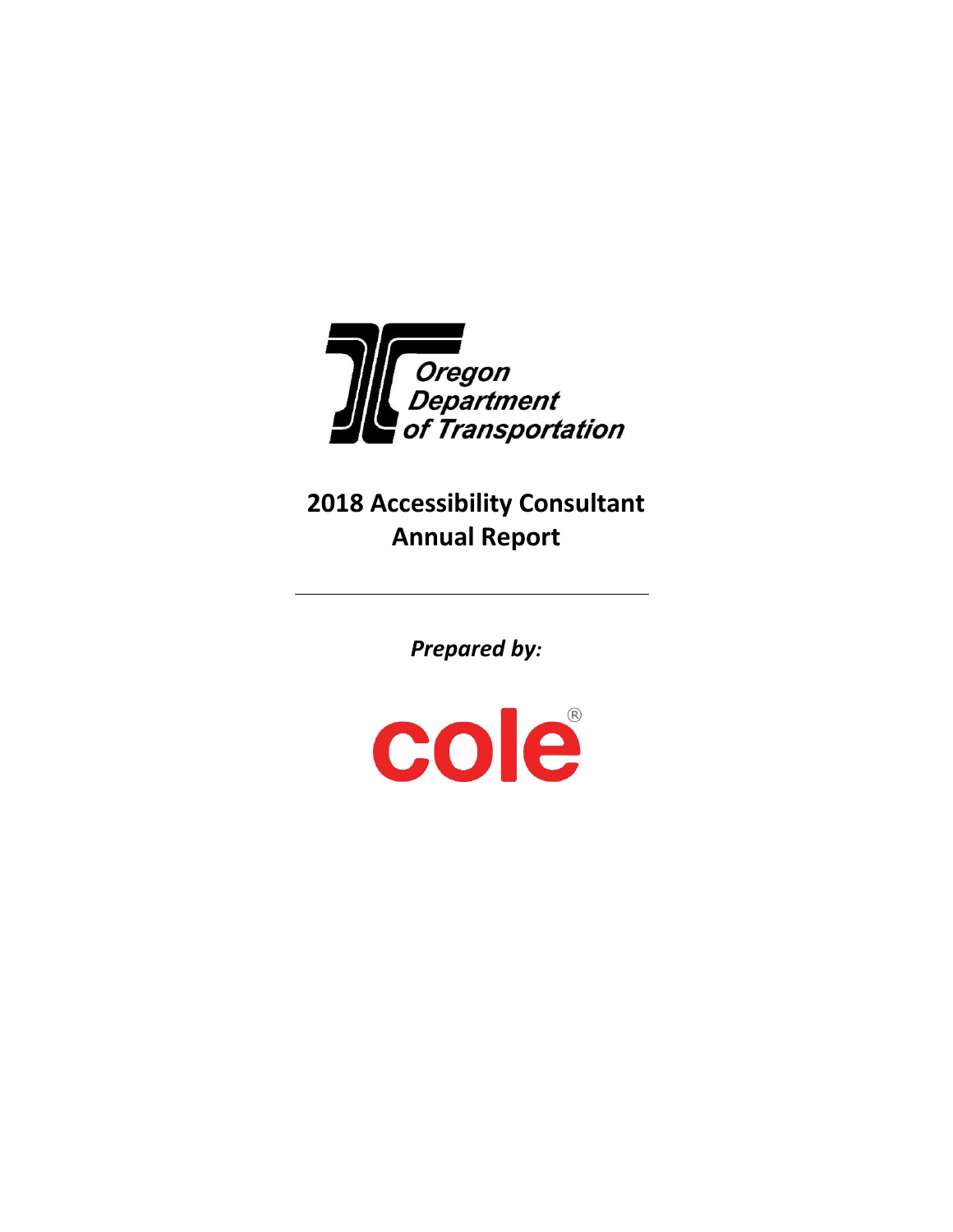Oregon Department of Transportation

# 2018 Accessibility Consultant Annual Report

***Prepared by:***

cole®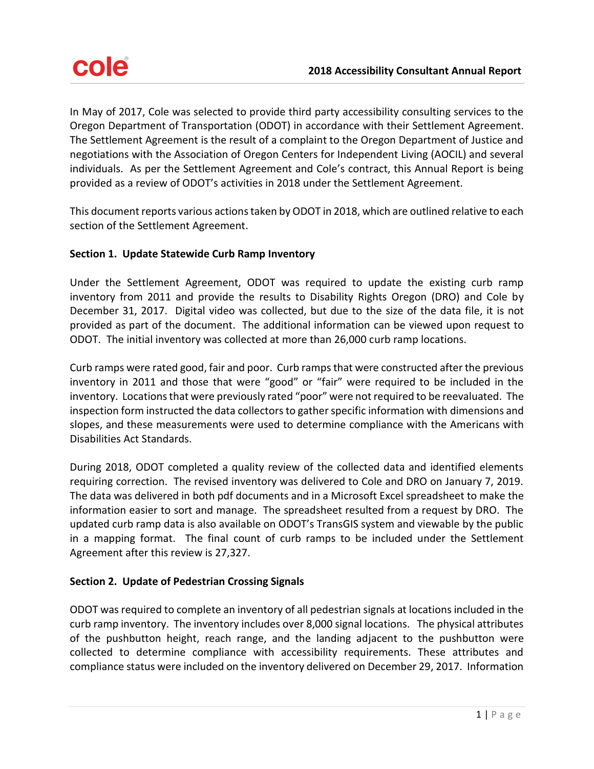In May of 2017, Cole was selected to provide third party accessibility consulting services to the Oregon Department of Transportation (ODOT) in accordance with their Settlement Agreement. The Settlement Agreement is the result of a complaint to the Oregon Department of Justice and negotiations with the Association of Oregon Centers for Independent Living (AOCIL) and several individuals. As per the Settlement Agreement and Cole's contract, this Annual Report is being provided as a review of ODOT's activities in 2018 under the Settlement Agreement.

This document reports various actions taken by ODOT in 2018, which are outlined relative to each section of the Settlement Agreement.

**Section 1. Update Statewide Curb Ramp Inventory**

Under the Settlement Agreement, ODOT was required to update the existing curb ramp inventory from 2011 and provide the results to Disability Rights Oregon (DRO) and Cole by December 31, 2017. Digital video was collected, but due to the size of the data file, it is not provided as part of the document. The additional information can be viewed upon request to ODOT. The initial inventory was collected at more than 26,000 curb ramp locations.

Curb ramps were rated good, fair and poor. Curb ramps that were constructed after the previous inventory in 2011 and those that were "good" or "fair" were required to be included in the inventory. Locations that were previously rated "poor" were not required to be reevaluated. The inspection form instructed the data collectors to gather specific information with dimensions and slopes, and these measurements were used to determine compliance with the Americans with Disabilities Act Standards.

During 2018, ODOT completed a quality review of the collected data and identified elements requiring correction. The revised inventory was delivered to Cole and DRO on January 7, 2019. The data was delivered in both pdf documents and in a Microsoft Excel spreadsheet to make the information easier to sort and manage. The spreadsheet resulted from a request by DRO. The updated curb ramp data is also available on ODOT's TransGIS system and viewable by the public in a mapping format. The final count of curb ramps to be included under the Settlement Agreement after this review is 27,327.

**Section 2. Update of Pedestrian Crossing Signals**

ODOT was required to complete an inventory of all pedestrian signals at locations included in the curb ramp inventory. The inventory includes over 8,000 signal locations. The physical attributes of the pushbutton height, reach range, and the landing adjacent to the pushbutton were collected to determine compliance with accessibility requirements. These attributes and compliance status were included on the inventory delivered on December 29, 2017. Information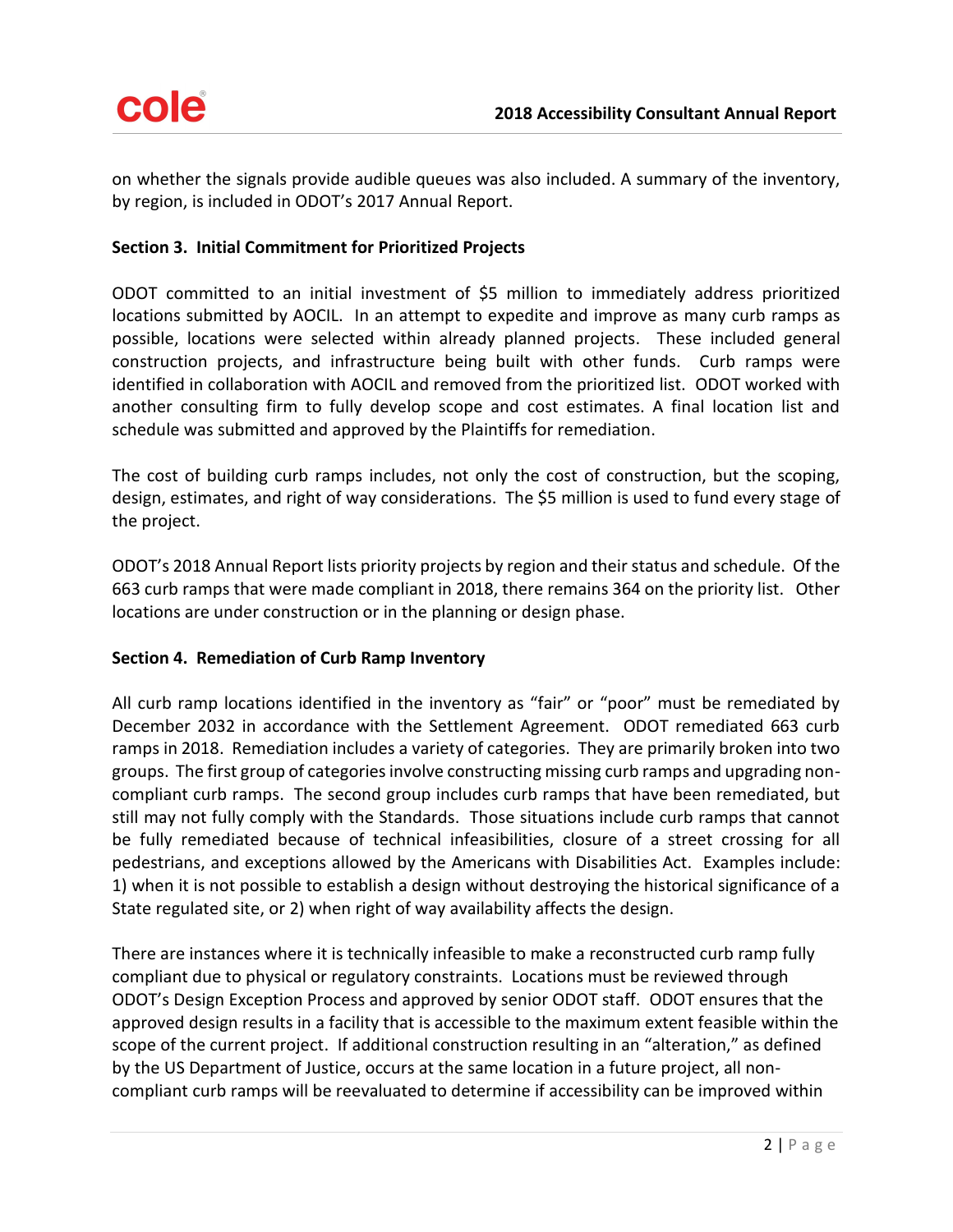on whether the signals provide audible queues was also included. A summary of the inventory, by region, is included in ODOT's 2017 Annual Report.

**Section 3. Initial Commitment for Prioritized Projects**

ODOT committed to an initial investment of $5 million to immediately address prioritized locations submitted by AOCIL. In an attempt to expedite and improve as many curb ramps as possible, locations were selected within already planned projects. These included general construction projects, and infrastructure being built with other funds. Curb ramps were identified in collaboration with AOCIL and removed from the prioritized list. ODOT worked with another consulting firm to fully develop scope and cost estimates. A final location list and schedule was submitted and approved by the Plaintiffs for remediation.

The cost of building curb ramps includes, not only the cost of construction, but the scoping, design, estimates, and right of way considerations. The $5 million is used to fund every stage of the project.

ODOT's 2018 Annual Report lists priority projects by region and their status and schedule. Of the 663 curb ramps that were made compliant in 2018, there remains 364 on the priority list. Other locations are under construction or in the planning or design phase.

**Section 4. Remediation of Curb Ramp Inventory**

All curb ramp locations identified in the inventory as "fair" or "poor" must be remediated by December 2032 in accordance with the Settlement Agreement. ODOT remediated 663 curb ramps in 2018. Remediation includes a variety of categories. They are primarily broken into two groups. The first group of categories involve constructing missing curb ramps and upgrading non-compliant curb ramps. The second group includes curb ramps that have been remediated, but still may not fully comply with the Standards. Those situations include curb ramps that cannot be fully remediated because of technical infeasibilities, closure of a street crossing for all pedestrians, and exceptions allowed by the Americans with Disabilities Act. Examples include: 1) when it is not possible to establish a design without destroying the historical significance of a State regulated site, or 2) when right of way availability affects the design.

There are instances where it is technically infeasible to make a reconstructed curb ramp fully compliant due to physical or regulatory constraints. Locations must be reviewed through ODOT's Design Exception Process and approved by senior ODOT staff. ODOT ensures that the approved design results in a facility that is accessible to the maximum extent feasible within the scope of the current project. If additional construction resulting in an "alteration," as defined by the US Department of Justice, occurs at the same location in a future project, all non-compliant curb ramps will be reevaluated to determine if accessibility can be improved within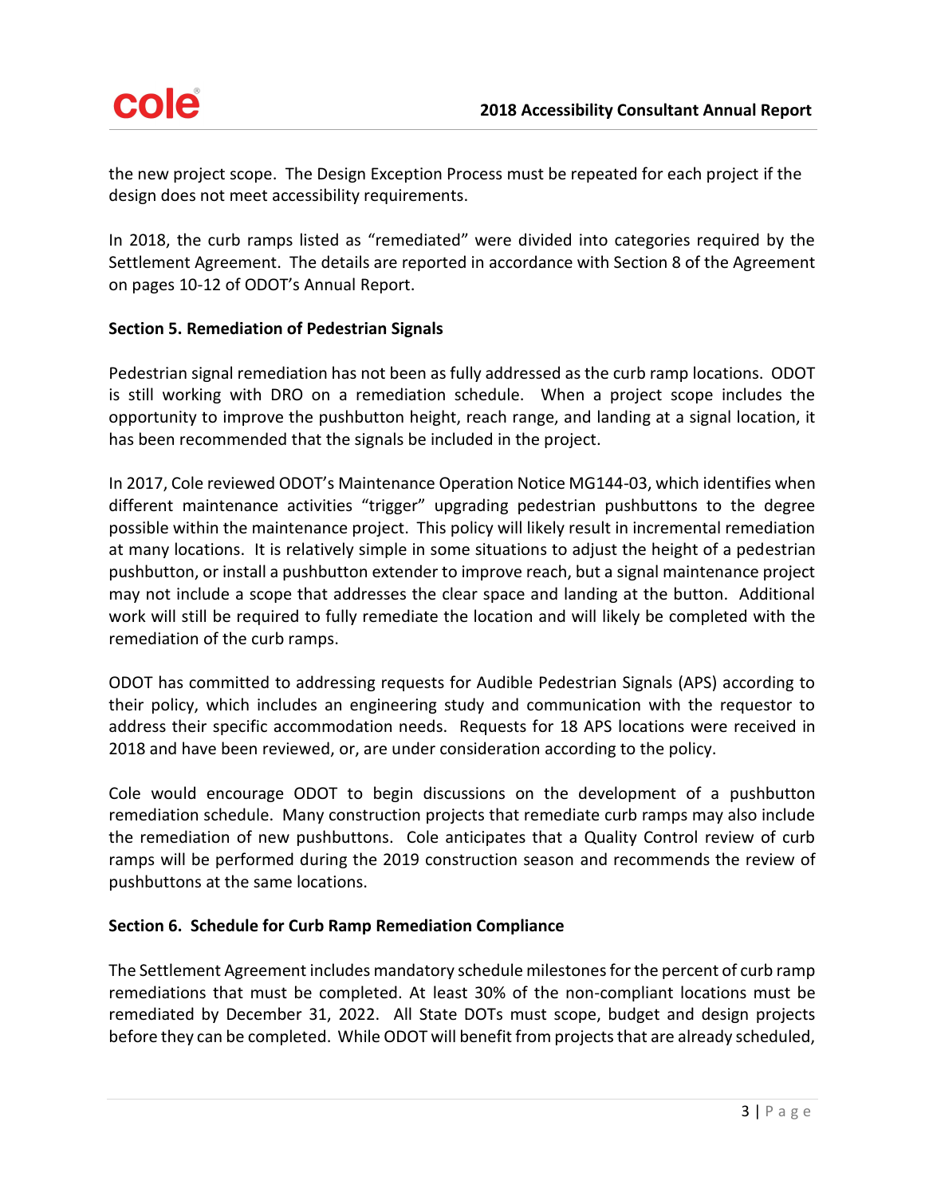the new project scope. The Design Exception Process must be repeated for each project if the design does not meet accessibility requirements.

In 2018, the curb ramps listed as "remediated" were divided into categories required by the Settlement Agreement. The details are reported in accordance with Section 8 of the Agreement on pages 10-12 of ODOT's Annual Report.

**Section 5. Remediation of Pedestrian Signals**

Pedestrian signal remediation has not been as fully addressed as the curb ramp locations. ODOT is still working with DRO on a remediation schedule. When a project scope includes the opportunity to improve the pushbutton height, reach range, and landing at a signal location, it has been recommended that the signals be included in the project.

In 2017, Cole reviewed ODOT's Maintenance Operation Notice MG144-03, which identifies when different maintenance activities "trigger" upgrading pedestrian pushbuttons to the degree possible within the maintenance project. This policy will likely result in incremental remediation at many locations. It is relatively simple in some situations to adjust the height of a pedestrian pushbutton, or install a pushbutton extender to improve reach, but a signal maintenance project may not include a scope that addresses the clear space and landing at the button. Additional work will still be required to fully remediate the location and will likely be completed with the remediation of the curb ramps.

ODOT has committed to addressing requests for Audible Pedestrian Signals (APS) according to their policy, which includes an engineering study and communication with the requestor to address their specific accommodation needs. Requests for 18 APS locations were received in 2018 and have been reviewed, or, are under consideration according to the policy.

Cole would encourage ODOT to begin discussions on the development of a pushbutton remediation schedule. Many construction projects that remediate curb ramps may also include the remediation of new pushbuttons. Cole anticipates that a Quality Control review of curb ramps will be performed during the 2019 construction season and recommends the review of pushbuttons at the same locations.

**Section 6. Schedule for Curb Ramp Remediation Compliance**

The Settlement Agreement includes mandatory schedule milestones for the percent of curb ramp remediations that must be completed. At least 30% of the non-compliant locations must be remediated by December 31, 2022. All State DOTs must scope, budget and design projects before they can be completed. While ODOT will benefit from projects that are already scheduled,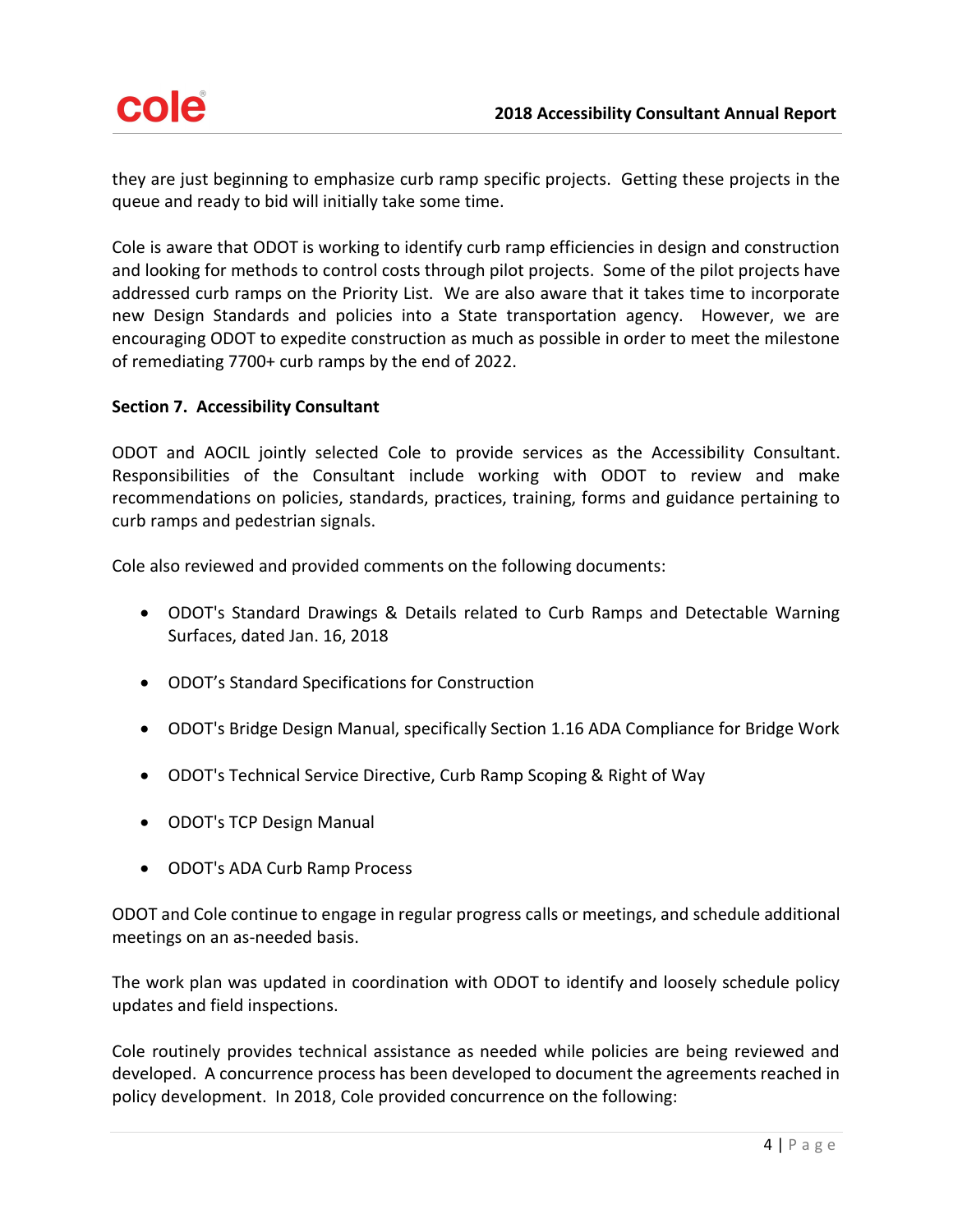they are just beginning to emphasize curb ramp specific projects. Getting these projects in the queue and ready to bid will initially take some time.

Cole is aware that ODOT is working to identify curb ramp efficiencies in design and construction and looking for methods to control costs through pilot projects. Some of the pilot projects have addressed curb ramps on the Priority List. We are also aware that it takes time to incorporate new Design Standards and policies into a State transportation agency. However, we are encouraging ODOT to expedite construction as much as possible in order to meet the milestone of remediating 7700+ curb ramps by the end of 2022.

**Section 7. Accessibility Consultant**

ODOT and AOCIL jointly selected Cole to provide services as the Accessibility Consultant. Responsibilities of the Consultant include working with ODOT to review and make recommendations on policies, standards, practices, training, forms and guidance pertaining to curb ramps and pedestrian signals.

Cole also reviewed and provided comments on the following documents:

- ODOT's Standard Drawings & Details related to Curb Ramps and Detectable Warning Surfaces, dated Jan. 16, 2018
- ODOT's Standard Specifications for Construction
- ODOT's Bridge Design Manual, specifically Section 1.16 ADA Compliance for Bridge Work
- ODOT's Technical Service Directive, Curb Ramp Scoping & Right of Way
- ODOT's TCP Design Manual
- ODOT's ADA Curb Ramp Process

ODOT and Cole continue to engage in regular progress calls or meetings, and schedule additional meetings on an as-needed basis.

The work plan was updated in coordination with ODOT to identify and loosely schedule policy updates and field inspections.

Cole routinely provides technical assistance as needed while policies are being reviewed and developed. A concurrence process has been developed to document the agreements reached in policy development. In 2018, Cole provided concurrence on the following: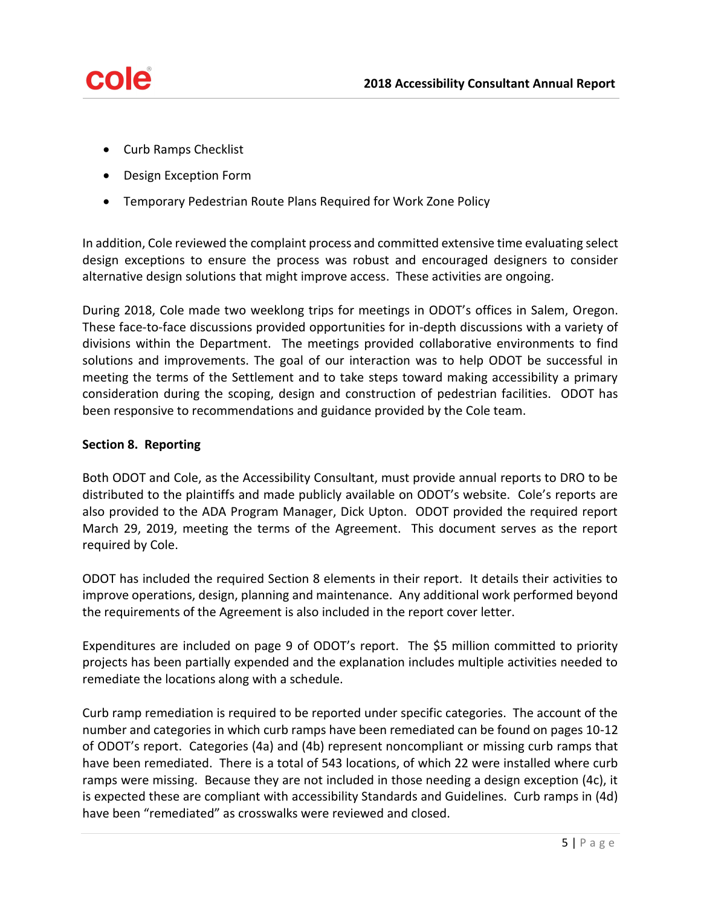- Curb Ramps Checklist
- Design Exception Form
- Temporary Pedestrian Route Plans Required for Work Zone Policy

In addition, Cole reviewed the complaint process and committed extensive time evaluating select design exceptions to ensure the process was robust and encouraged designers to consider alternative design solutions that might improve access. These activities are ongoing.

During 2018, Cole made two weeklong trips for meetings in ODOT's offices in Salem, Oregon. These face-to-face discussions provided opportunities for in-depth discussions with a variety of divisions within the Department. The meetings provided collaborative environments to find solutions and improvements. The goal of our interaction was to help ODOT be successful in meeting the terms of the Settlement and to take steps toward making accessibility a primary consideration during the scoping, design and construction of pedestrian facilities. ODOT has been responsive to recommendations and guidance provided by the Cole team.

**Section 8. Reporting**

Both ODOT and Cole, as the Accessibility Consultant, must provide annual reports to DRO to be distributed to the plaintiffs and made publicly available on ODOT's website. Cole's reports are also provided to the ADA Program Manager, Dick Upton. ODOT provided the required report March 29, 2019, meeting the terms of the Agreement. This document serves as the report required by Cole.

ODOT has included the required Section 8 elements in their report. It details their activities to improve operations, design, planning and maintenance. Any additional work performed beyond the requirements of the Agreement is also included in the report cover letter.

Expenditures are included on page 9 of ODOT's report. The $5 million committed to priority projects has been partially expended and the explanation includes multiple activities needed to remediate the locations along with a schedule.

Curb ramp remediation is required to be reported under specific categories. The account of the number and categories in which curb ramps have been remediated can be found on pages 10-12 of ODOT's report. Categories (4a) and (4b) represent noncompliant or missing curb ramps that have been remediated. There is a total of 543 locations, of which 22 were installed where curb ramps were missing. Because they are not included in those needing a design exception (4c), it is expected these are compliant with accessibility Standards and Guidelines. Curb ramps in (4d) have been "remediated" as crosswalks were reviewed and closed.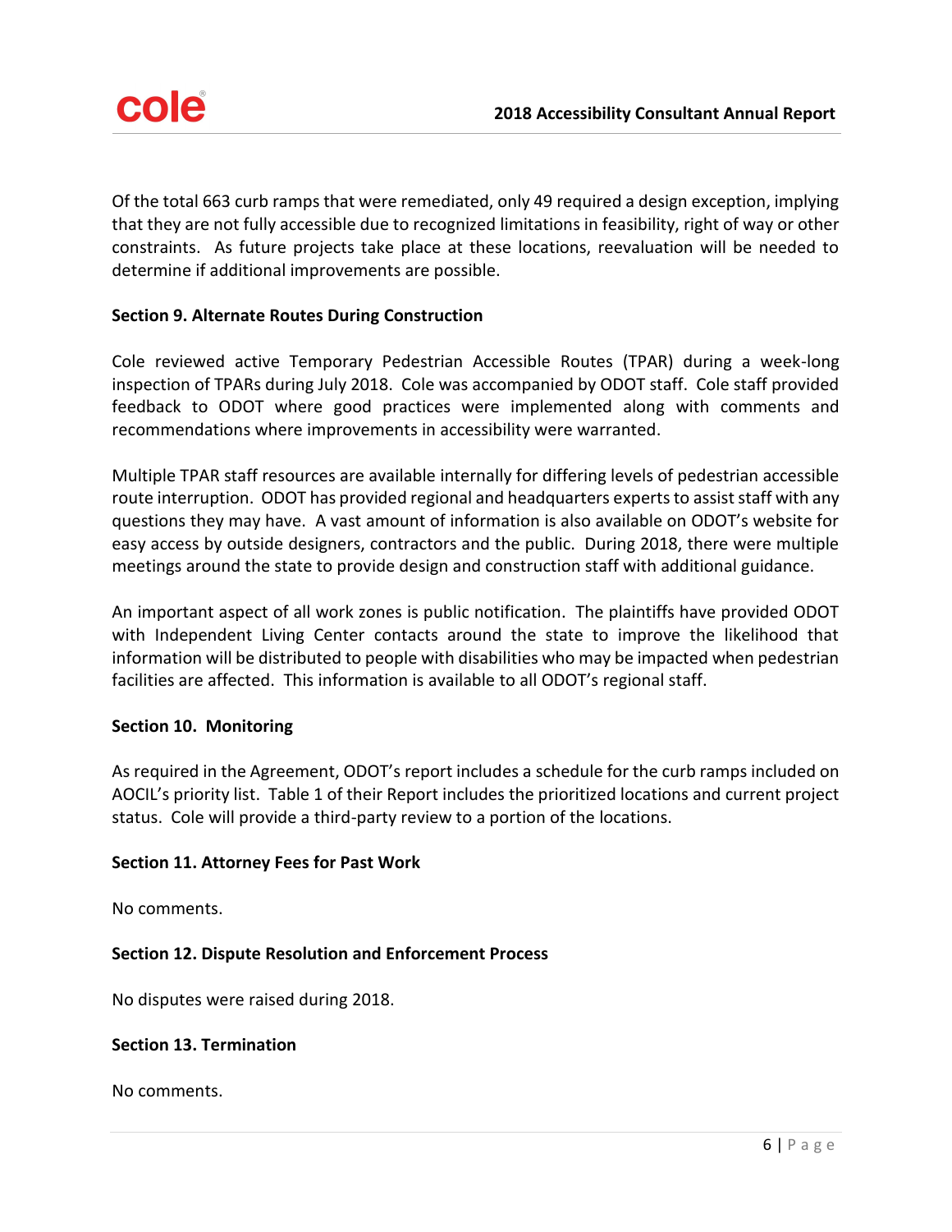Of the total 663 curb ramps that were remediated, only 49 required a design exception, implying that they are not fully accessible due to recognized limitations in feasibility, right of way or other constraints. As future projects take place at these locations, reevaluation will be needed to determine if additional improvements are possible.

**Section 9. Alternate Routes During Construction**

Cole reviewed active Temporary Pedestrian Accessible Routes (TPAR) during a week-long inspection of TPARs during July 2018. Cole was accompanied by ODOT staff. Cole staff provided feedback to ODOT where good practices were implemented along with comments and recommendations where improvements in accessibility were warranted.

Multiple TPAR staff resources are available internally for differing levels of pedestrian accessible route interruption. ODOT has provided regional and headquarters experts to assist staff with any questions they may have. A vast amount of information is also available on ODOT's website for easy access by outside designers, contractors and the public. During 2018, there were multiple meetings around the state to provide design and construction staff with additional guidance.

An important aspect of all work zones is public notification. The plaintiffs have provided ODOT with Independent Living Center contacts around the state to improve the likelihood that information will be distributed to people with disabilities who may be impacted when pedestrian facilities are affected. This information is available to all ODOT's regional staff.

**Section 10. Monitoring**

As required in the Agreement, ODOT's report includes a schedule for the curb ramps included on AOCIL's priority list. Table 1 of their Report includes the prioritized locations and current project status. Cole will provide a third-party review to a portion of the locations.

**Section 11. Attorney Fees for Past Work**

No comments.

**Section 12. Dispute Resolution and Enforcement Process**

No disputes were raised during 2018.

**Section 13. Termination**

No comments.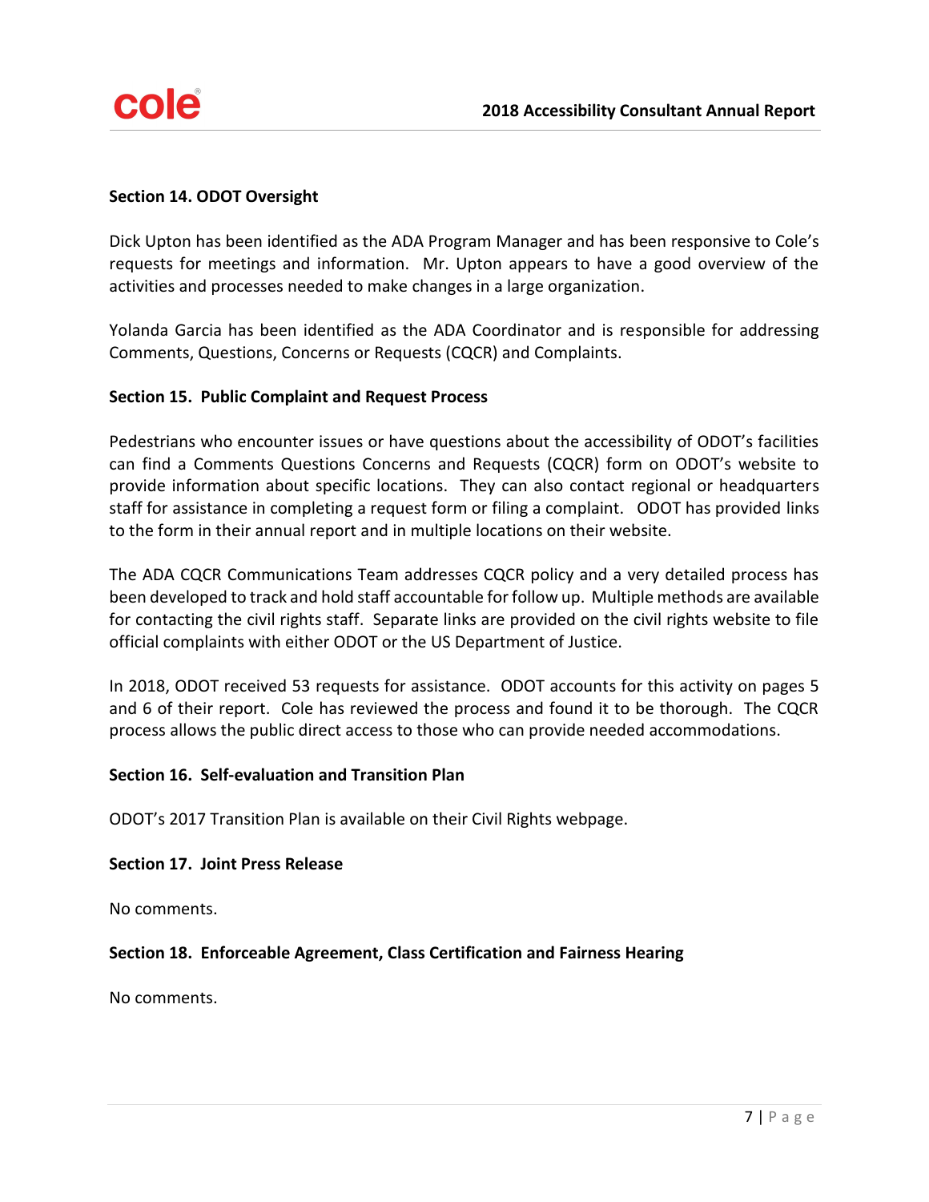### Section 14. ODOT Oversight

Dick Upton has been identified as the ADA Program Manager and has been responsive to Cole's requests for meetings and information. Mr. Upton appears to have a good overview of the activities and processes needed to make changes in a large organization.

Yolanda Garcia has been identified as the ADA Coordinator and is responsible for addressing Comments, Questions, Concerns or Requests (CQCR) and Complaints.

### Section 15. Public Complaint and Request Process

Pedestrians who encounter issues or have questions about the accessibility of ODOT's facilities can find a Comments Questions Concerns and Requests (CQCR) form on ODOT's website to provide information about specific locations. They can also contact regional or headquarters staff for assistance in completing a request form or filing a complaint. ODOT has provided links to the form in their annual report and in multiple locations on their website.

The ADA CQCR Communications Team addresses CQCR policy and a very detailed process has been developed to track and hold staff accountable for follow up. Multiple methods are available for contacting the civil rights staff. Separate links are provided on the civil rights website to file official complaints with either ODOT or the US Department of Justice.

In 2018, ODOT received 53 requests for assistance. ODOT accounts for this activity on pages 5 and 6 of their report. Cole has reviewed the process and found it to be thorough. The CQCR process allows the public direct access to those who can provide needed accommodations.

### Section 16. Self-evaluation and Transition Plan

ODOT's 2017 Transition Plan is available on their Civil Rights webpage.

### Section 17. Joint Press Release

No comments.

### Section 18. Enforceable Agreement, Class Certification and Fairness Hearing

No comments.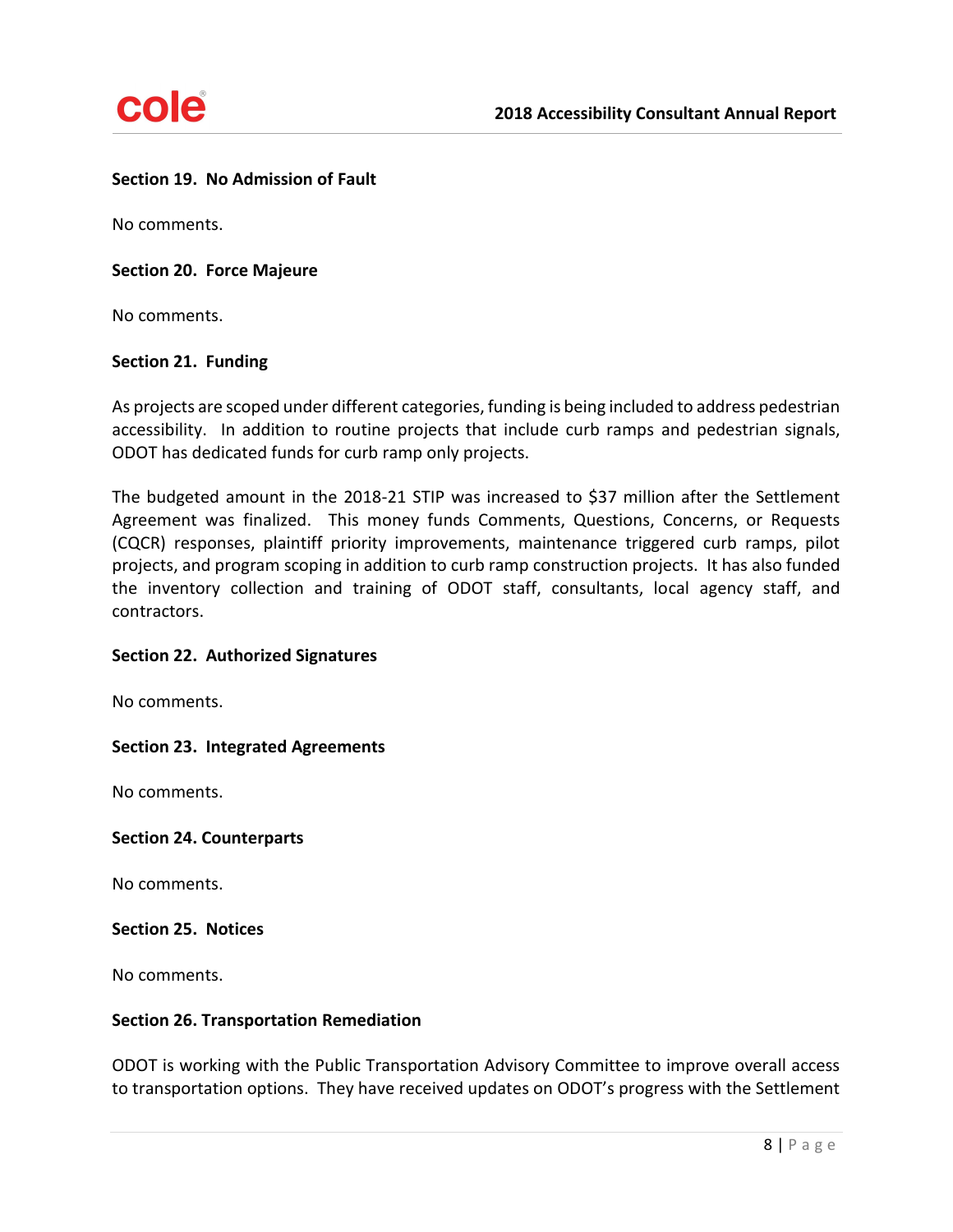**Section 19. No Admission of Fault**

No comments.

**Section 20. Force Majeure**

No comments.

**Section 21. Funding**

As projects are scoped under different categories, funding is being included to address pedestrian accessibility. In addition to routine projects that include curb ramps and pedestrian signals, ODOT has dedicated funds for curb ramp only projects.

The budgeted amount in the 2018-21 STIP was increased to $37 million after the Settlement Agreement was finalized. This money funds Comments, Questions, Concerns, or Requests (CQCR) responses, plaintiff priority improvements, maintenance triggered curb ramps, pilot projects, and program scoping in addition to curb ramp construction projects. It has also funded the inventory collection and training of ODOT staff, consultants, local agency staff, and contractors.

**Section 22. Authorized Signatures**

No comments.

**Section 23. Integrated Agreements**

No comments.

**Section 24. Counterparts**

No comments.

**Section 25. Notices**

No comments.

**Section 26. Transportation Remediation**

ODOT is working with the Public Transportation Advisory Committee to improve overall access to transportation options. They have received updates on ODOT's progress with the Settlement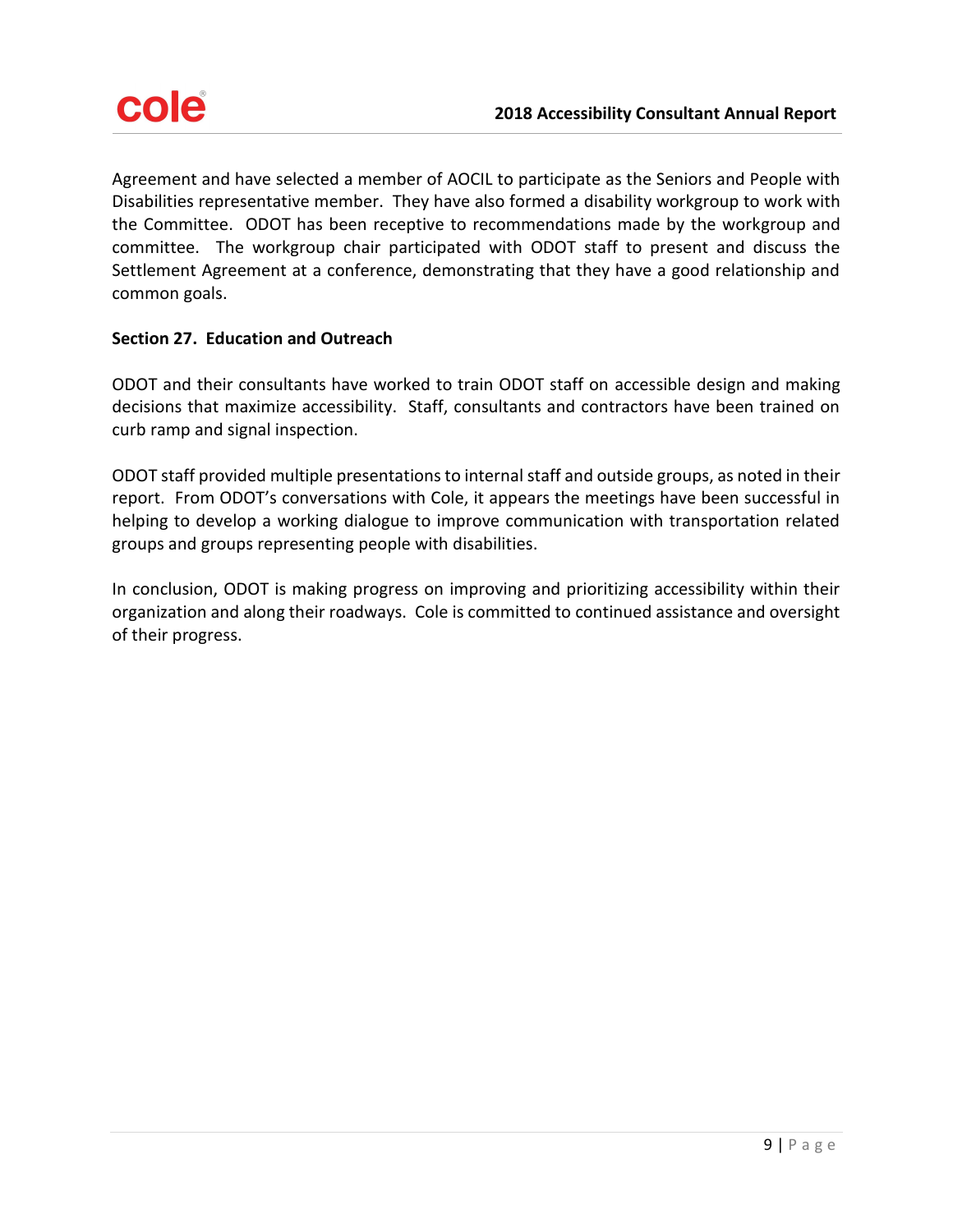Agreement and have selected a member of AOCIL to participate as the Seniors and People with Disabilities representative member. They have also formed a disability workgroup to work with the Committee. ODOT has been receptive to recommendations made by the workgroup and committee. The workgroup chair participated with ODOT staff to present and discuss the Settlement Agreement at a conference, demonstrating that they have a good relationship and common goals.

**Section 27. Education and Outreach**

ODOT and their consultants have worked to train ODOT staff on accessible design and making decisions that maximize accessibility. Staff, consultants and contractors have been trained on curb ramp and signal inspection.

ODOT staff provided multiple presentations to internal staff and outside groups, as noted in their report. From ODOT's conversations with Cole, it appears the meetings have been successful in helping to develop a working dialogue to improve communication with transportation related groups and groups representing people with disabilities.

In conclusion, ODOT is making progress on improving and prioritizing accessibility within their organization and along their roadways. Cole is committed to continued assistance and oversight of their progress.